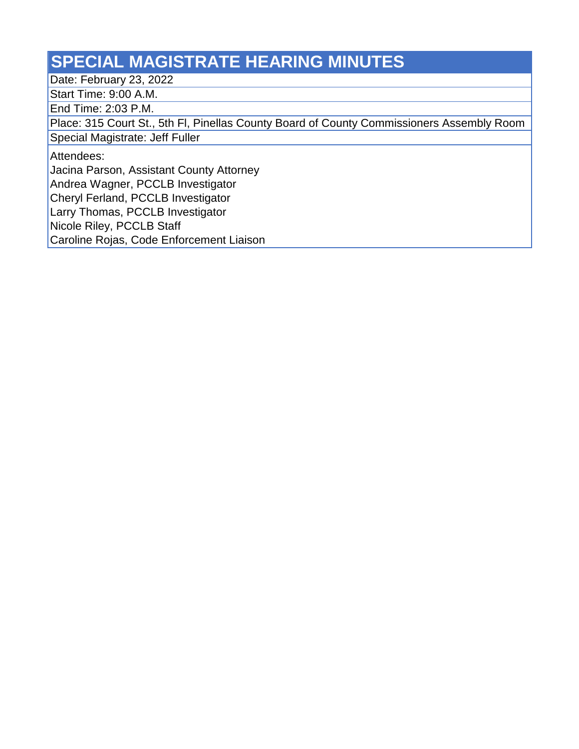# SPECIAL MAGISTRATE HEARING MINUTES

Date: February 23, 2022

Start Time: 9:00 A.M.

End Time: 2:03 P.M.

Place: 315 Court St., 5th Fl, Pinellas County Board of County Commissioners Assembly Room

Special Magistrate: Jeff Fuller

Attendees:

Jacina Parson, Assistant County Attorney
Andrea Wagner, PCCLB Investigator
Cheryl Ferland, PCCLB Investigator
Larry Thomas, PCCLB Investigator
Nicole Riley, PCCLB Staff
Caroline Rojas, Code Enforcement Liaison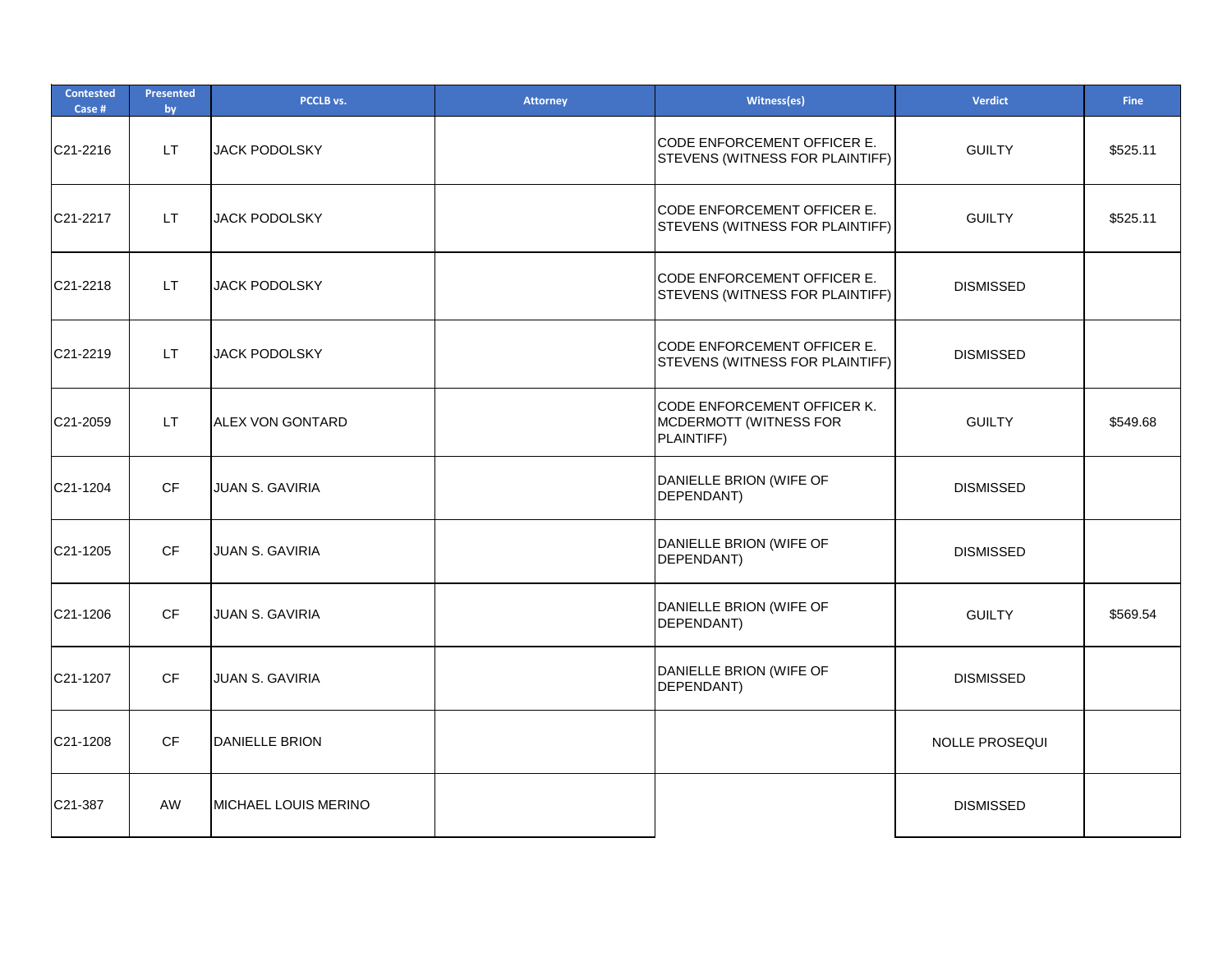| Contested Case # | Presented by | PCCLB vs. | Attorney | Witness(es) | Verdict | Fine |
|---|---|---|---|---|---|---|
| C21-2216 | LT | JACK PODOLSKY | | CODE ENFORCEMENT OFFICER E. STEVENS (WITNESS FOR PLAINTIFF) | GUILTY | $525.11 |
| C21-2217 | LT | JACK PODOLSKY | | CODE ENFORCEMENT OFFICER E. STEVENS (WITNESS FOR PLAINTIFF) | GUILTY | $525.11 |
| C21-2218 | LT | JACK PODOLSKY | | CODE ENFORCEMENT OFFICER E. STEVENS (WITNESS FOR PLAINTIFF) | DISMISSED | |
| C21-2219 | LT | JACK PODOLSKY | | CODE ENFORCEMENT OFFICER E. STEVENS (WITNESS FOR PLAINTIFF) | DISMISSED | |
| C21-2059 | LT | ALEX VON GONTARD | | CODE ENFORCEMENT OFFICER K. MCDERMOTT (WITNESS FOR PLAINTIFF) | GUILTY | $549.68 |
| C21-1204 | CF | JUAN S. GAVIRIA | | DANIELLE BRION (WIFE OF DEPENDANT) | DISMISSED | |
| C21-1205 | CF | JUAN S. GAVIRIA | | DANIELLE BRION (WIFE OF DEPENDANT) | DISMISSED | |
| C21-1206 | CF | JUAN S. GAVIRIA | | DANIELLE BRION (WIFE OF DEPENDANT) | GUILTY | $569.54 |
| C21-1207 | CF | JUAN S. GAVIRIA | | DANIELLE BRION (WIFE OF DEPENDANT) | DISMISSED | |
| C21-1208 | CF | DANIELLE BRION | | | NOLLE PROSEQUI | |
| C21-387 | AW | MICHAEL LOUIS MERINO | | | DISMISSED | |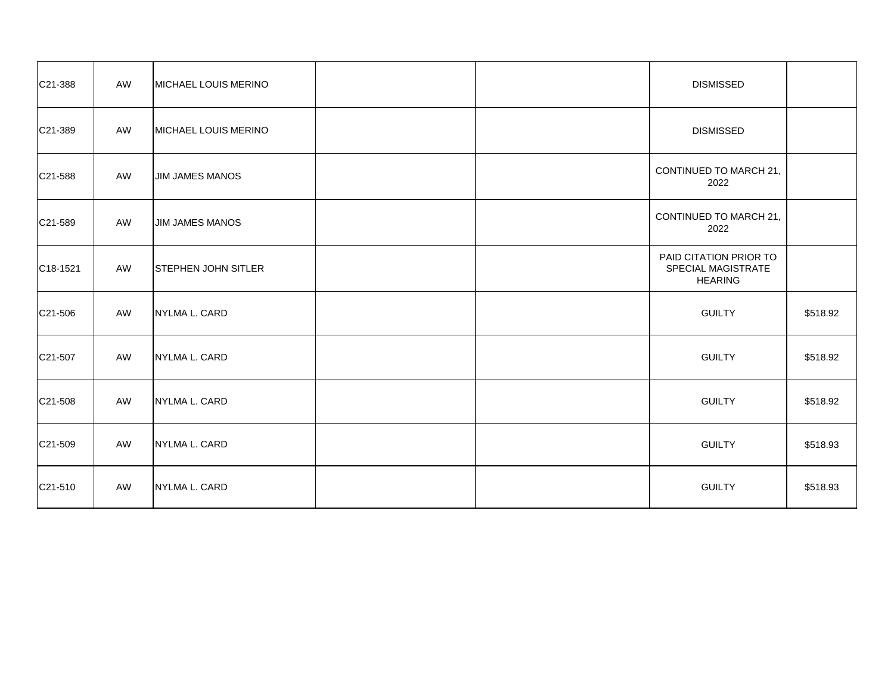| | | | | | | |
|---|---|---|---|---|---|---|
| C21-388 | AW | MICHAEL LOUIS MERINO | | | DISMISSED | |
| C21-389 | AW | MICHAEL LOUIS MERINO | | | DISMISSED | |
| C21-588 | AW | JIM JAMES MANOS | | | CONTINUED TO MARCH 21, 2022 | |
| C21-589 | AW | JIM JAMES MANOS | | | CONTINUED TO MARCH 21, 2022 | |
| C18-1521 | AW | STEPHEN JOHN SITLER | | | PAID CITATION PRIOR TO SPECIAL MAGISTRATE HEARING | |
| C21-506 | AW | NYLMA L. CARD | | | GUILTY | $518.92 |
| C21-507 | AW | NYLMA L. CARD | | | GUILTY | $518.92 |
| C21-508 | AW | NYLMA L. CARD | | | GUILTY | $518.92 |
| C21-509 | AW | NYLMA L. CARD | | | GUILTY | $518.93 |
| C21-510 | AW | NYLMA L. CARD | | | GUILTY | $518.93 |